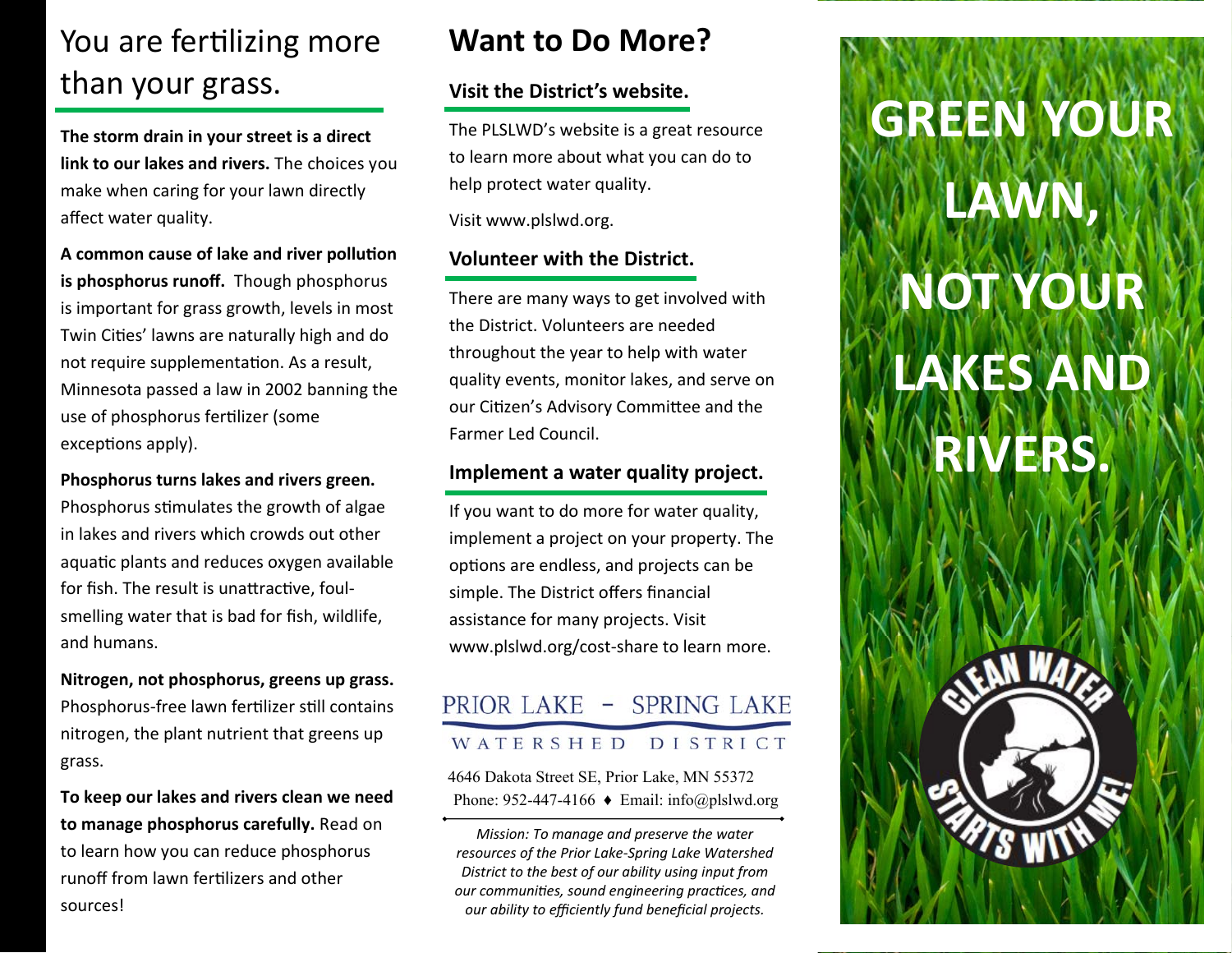# You are fertilizing more than your grass.

**The storm drain in your street is a direct link to our lakes and rivers.** The choices you make when caring for your lawn directly affect water quality.

**A common cause of lake and river pollution is phosphorus runoff.** Though phosphorus is important for grass growth, levels in most Twin Cities' lawns are naturally high and do not require supplementation. As a result, Minnesota passed a law in 2002 banning the use of phosphorus fertilizer (some exceptions apply).

**Phosphorus turns lakes and rivers green.** Phosphorus stimulates the growth of algae in lakes and rivers which crowds out other aquatic plants and reduces oxygen available for fish. The result is unattractive, foul-smelling water that is bad for fish, wildlife, and humans.

**Nitrogen, not phosphorus, greens up grass.** Phosphorus-free lawn fertilizer still contains nitrogen, the plant nutrient that greens up grass.

**To keep our lakes and rivers clean we need to manage phosphorus carefully.** Read on to learn how you can reduce phosphorus runoff from lawn fertilizers and other sources!

# Want to Do More?

## Visit the District's website.

The PLSLWD's website is a great resource to learn more about what you can do to help protect water quality.

Visit www.plslwd.org.

## Volunteer with the District.

There are many ways to get involved with the District. Volunteers are needed throughout the year to help with water quality events, monitor lakes, and serve on our Citizen's Advisory Committee and the Farmer Led Council.

## Implement a water quality project.

If you want to do more for water quality, implement a project on your property. The options are endless, and projects can be simple. The District offers financial assistance for many projects. Visit www.plslwd.org/cost-share to learn more.

PRIOR LAKE – SPRING LAKE
WATERSHED DISTRICT

4646 Dakota Street SE, Prior Lake, MN 55372
Phone: 952-447-4166 ♦ Email: info@plslwd.org

*Mission: To manage and preserve the water resources of the Prior Lake-Spring Lake Watershed District to the best of our ability using input from our communities, sound engineering practices, and our ability to efficiently fund beneficial projects.*

# GREEN YOUR LAWN, NOT YOUR LAKES AND RIVERS.

CLEAN WATER STARTS WITH ME!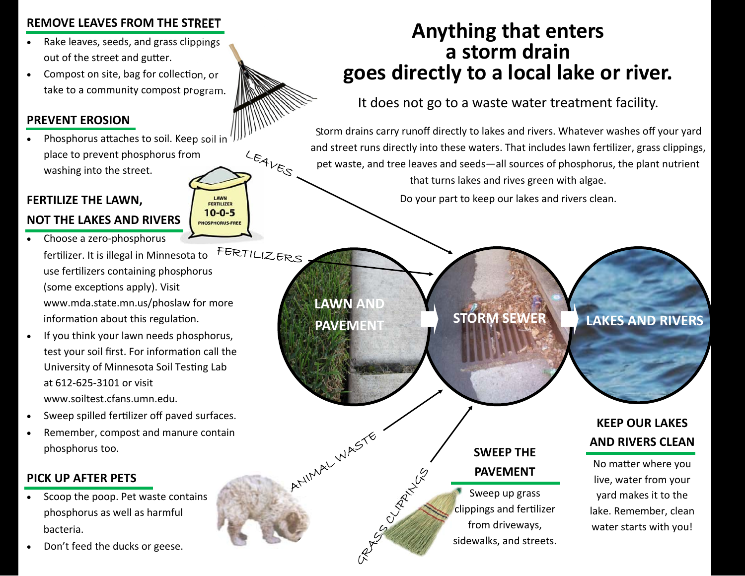## REMOVE LEAVES FROM THE STREET

- Rake leaves, seeds, and grass clippings out of the street and gutter.
- Compost on site, bag for collection, or take to a community compost program.

## PREVENT EROSION

- Phosphorus attaches to soil. Keep soil in place to prevent phosphorus from washing into the street.

## FERTILIZE THE LAWN, NOT THE LAKES AND RIVERS

- Choose a zero-phosphorus fertilizer. It is illegal in Minnesota to use fertilizers containing phosphorus (some exceptions apply). Visit www.mda.state.mn.us/phoslaw for more information about this regulation.
- If you think your lawn needs phosphorus, test your soil first. For information call the University of Minnesota Soil Testing Lab at 612-625-3101 or visit www.soiltest.cfans.umn.edu.
- Sweep spilled fertilizer off paved surfaces.
- Remember, compost and manure contain phosphorus too.

## PICK UP AFTER PETS

- Scoop the poop. Pet waste contains phosphorus as well as harmful bacteria.
- Don't feed the ducks or geese.

# Anything that enters a storm drain goes directly to a local lake or river.

It does not go to a waste water treatment facility.

Storm drains carry runoff directly to lakes and rivers. Whatever washes off your yard and street runs directly into these waters. That includes lawn fertilizer, grass clippings, pet waste, and tree leaves and seeds—all sources of phosphorus, the plant nutrient that turns lakes and rives green with algae.

Do your part to keep our lakes and rivers clean.

LAWN FERTILIZER
10-0-5
PHOSPHORUS-FREE

LEAVES

FERTILIZERS

ANIMAL WASTE

GRASS CLIPPINGS

LAWN AND PAVEMENT → STORM SEWER → LAKES AND RIVERS

## SWEEP THE PAVEMENT

Sweep up grass clippings and fertilizer from driveways, sidewalks, and streets.

## KEEP OUR LAKES AND RIVERS CLEAN

No matter where you live, water from your yard makes it to the lake. Remember, clean water starts with you!